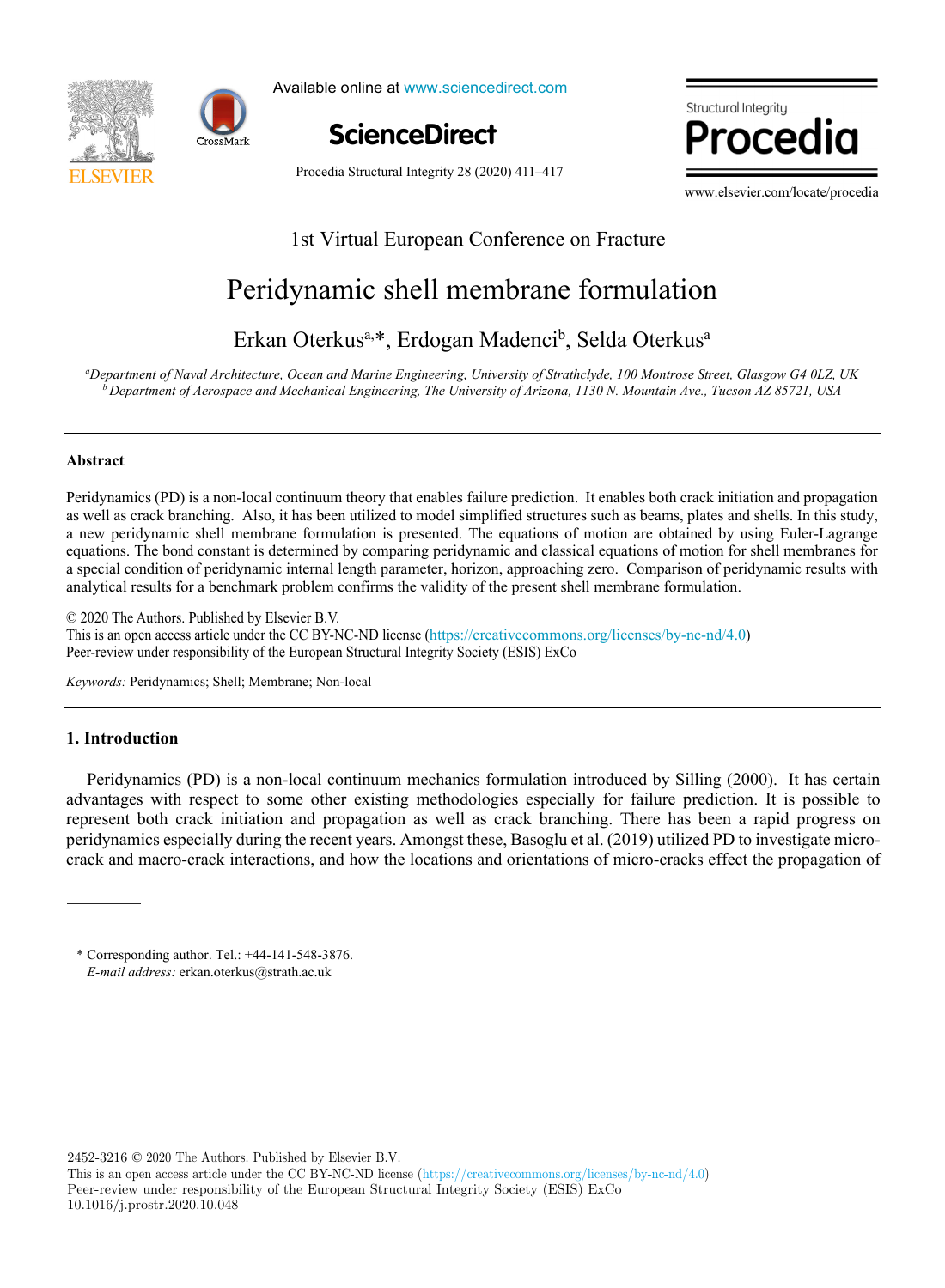1st Virtual European Conference on Fracture

# Peridynamic shell membrane formulation

Erkan Oterkus[a,*], Erdogan Madenci[b], Selda Oterkus[a]

[a] *Department of Naval Architecture, Ocean and Marine Engineering, University of Strathclyde, 100 Montrose Street, Glasgow G4 0LZ, UK*
[b] *Department of Aerospace and Mechanical Engineering, The University of Arizona, 1130 N. Mountain Ave., Tucson AZ 85721, USA*

---

**Abstract**

Peridynamics (PD) is a non-local continuum theory that enables failure prediction. It enables both crack initiation and propagation as well as crack branching. Also, it has been utilized to model simplified structures such as beams, plates and shells. In this study, a new peridynamic shell membrane formulation is presented. The equations of motion are obtained by using Euler-Lagrange equations. The bond constant is determined by comparing peridynamic and classical equations of motion for shell membranes for a special condition of peridynamic internal length parameter, horizon, approaching zero. Comparison of peridynamic results with analytical results for a benchmark problem confirms the validity of the present shell membrane formulation.

© 2020 The Authors. Published by Elsevier B.V.
This is an open access article under the CC BY-NC-ND license (https://creativecommons.org/licenses/by-nc-nd/4.0)
Peer-review under responsibility of the European Structural Integrity Society (ESIS) ExCo

*Keywords:* Peridynamics; Shell; Membrane; Non-local

---

## 1. Introduction

Peridynamics (PD) is a non-local continuum mechanics formulation introduced by Silling (2000). It has certain advantages with respect to some other existing methodologies especially for failure prediction. It is possible to represent both crack initiation and propagation as well as crack branching. There has been a rapid progress on peridynamics especially during the recent years. Amongst these, Basoglu et al. (2019) utilized PD to investigate micro-crack and macro-crack interactions, and how the locations and orientations of micro-cracks effect the propagation of

---

\* Corresponding author. Tel.: +44-141-548-3876.
*E-mail address:* erkan.oterkus@strath.ac.uk

2452-3216 © 2020 The Authors. Published by Elsevier B.V.
This is an open access article under the CC BY-NC-ND license (https://creativecommons.org/licenses/by-nc-nd/4.0)
Peer-review under responsibility of the European Structural Integrity Society (ESIS) ExCo
10.1016/j.prostr.2020.10.048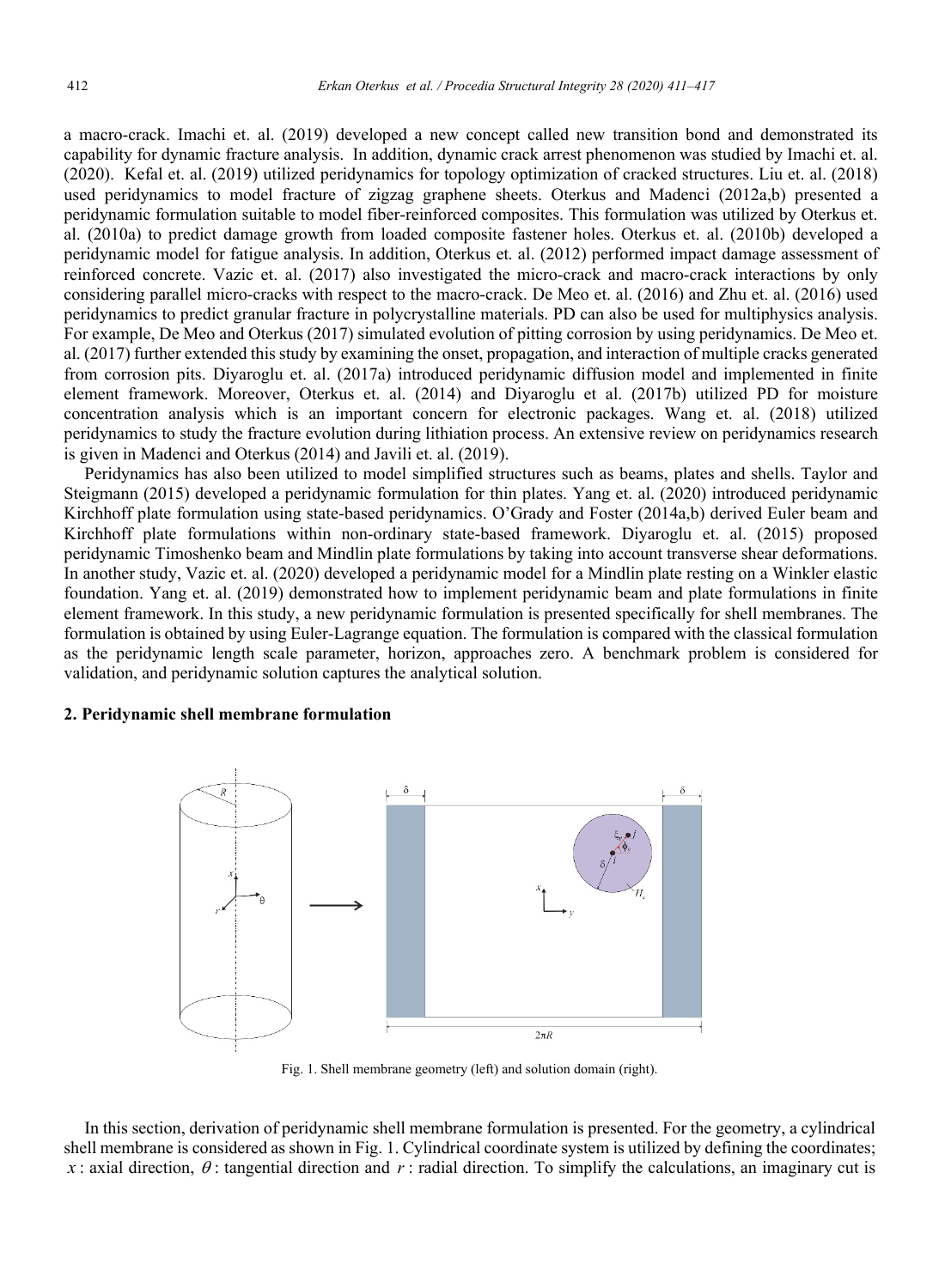a macro-crack. Imachi et. al. (2019) developed a new concept called new transition bond and demonstrated its capability for dynamic fracture analysis. In addition, dynamic crack arrest phenomenon was studied by Imachi et. al. (2020). Kefal et. al. (2019) utilized peridynamics for topology optimization of cracked structures. Liu et. al. (2018) used peridynamics to model fracture of zigzag graphene sheets. Oterkus and Madenci (2012a,b) presented a peridynamic formulation suitable to model fiber-reinforced composites. This formulation was utilized by Oterkus et. al. (2010a) to predict damage growth from loaded composite fastener holes. Oterkus et. al. (2010b) developed a peridynamic model for fatigue analysis. In addition, Oterkus et. al. (2012) performed impact damage assessment of reinforced concrete. Vazic et. al. (2017) also investigated the micro-crack and macro-crack interactions by only considering parallel micro-cracks with respect to the macro-crack. De Meo et. al. (2016) and Zhu et. al. (2016) used peridynamics to predict granular fracture in polycrystalline materials. PD can also be used for multiphysics analysis. For example, De Meo and Oterkus (2017) simulated evolution of pitting corrosion by using peridynamics. De Meo et. al. (2017) further extended this study by examining the onset, propagation, and interaction of multiple cracks generated from corrosion pits. Diyaroglu et. al. (2017a) introduced peridynamic diffusion model and implemented in finite element framework. Moreover, Oterkus et. al. (2014) and Diyaroglu et al. (2017b) utilized PD for moisture concentration analysis which is an important concern for electronic packages. Wang et. al. (2018) utilized peridynamics to study the fracture evolution during lithiation process. An extensive review on peridynamics research is given in Madenci and Oterkus (2014) and Javili et. al. (2019).

Peridynamics has also been utilized to model simplified structures such as beams, plates and shells. Taylor and Steigmann (2015) developed a peridynamic formulation for thin plates. Yang et. al. (2020) introduced peridynamic Kirchhoff plate formulation using state-based peridynamics. O'Grady and Foster (2014a,b) derived Euler beam and Kirchhoff plate formulations within non-ordinary state-based framework. Diyaroglu et. al. (2015) proposed peridynamic Timoshenko beam and Mindlin plate formulations by taking into account transverse shear deformations. In another study, Vazic et. al. (2020) developed a peridynamic model for a Mindlin plate resting on a Winkler elastic foundation. Yang et. al. (2019) demonstrated how to implement peridynamic beam and plate formulations in finite element framework. In this study, a new peridynamic formulation is presented specifically for shell membranes. The formulation is obtained by using Euler-Lagrange equation. The formulation is compared with the classical formulation as the peridynamic length scale parameter, horizon, approaches zero. A benchmark problem is considered for validation, and peridynamic solution captures the analytical solution.

## 2. Peridynamic shell membrane formulation

Fig. 1. Shell membrane geometry (left) and solution domain (right).

In this section, derivation of peridynamic shell membrane formulation is presented. For the geometry, a cylindrical shell membrane is considered as shown in Fig. 1. Cylindrical coordinate system is utilized by defining the coordinates; $x$ : axial direction, $\theta$ : tangential direction and $r$ : radial direction. To simplify the calculations, an imaginary cut is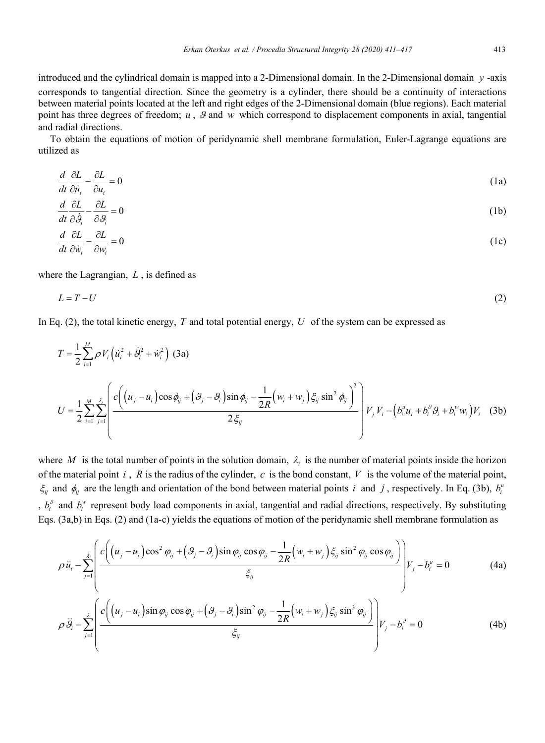introduced and the cylindrical domain is mapped into a 2-Dimensional domain. In the 2-Dimensional domain $y$ -axis corresponds to tangential direction. Since the geometry is a cylinder, there should be a continuity of interactions between material points located at the left and right edges of the 2-Dimensional domain (blue regions). Each material point has three degrees of freedom; $u$ , $\vartheta$ and $w$ which correspond to displacement components in axial, tangential and radial directions.

To obtain the equations of motion of peridynamic shell membrane formulation, Euler-Lagrange equations are utilized as

$$\frac{d}{dt}\frac{\partial L}{\partial \dot{u}_i} - \frac{\partial L}{\partial u_i} = 0 \tag{1a}$$

$$\frac{d}{dt}\frac{\partial L}{\partial \dot{\vartheta}_i} - \frac{\partial L}{\partial \vartheta_i} = 0 \tag{1b}$$

$$\frac{d}{dt}\frac{\partial L}{\partial \dot{w}_i} - \frac{\partial L}{\partial w_i} = 0 \tag{1c}$$

where the Lagrangian, $L$ , is defined as

$$L = T - U \tag{2}$$

In Eq. (2), the total kinetic energy, $T$ and total potential energy, $U$ of the system can be expressed as

$$T = \frac{1}{2}\sum_{i=1}^{M} \rho V_i \left( \dot{u}_i^2 + \dot{\vartheta}_i^2 + \dot{w}_i^2 \right) \tag{3a}$$

$$U = \frac{1}{2}\sum_{i=1}^{M}\sum_{j=1}^{\lambda_i} \left( \frac{c\left( \left(u_j - u_i\right)\cos\phi_{ij} + \left(\vartheta_j - \vartheta_i\right)\sin\phi_{ij} - \frac{1}{2R}\left(w_i + w_j\right)\xi_{ij}\sin^2\phi_{ij} \right)^2}{2\xi_{ij}} \right) V_j V_i - \left( b_i^u u_i + b_i^\vartheta \vartheta_i + b_i^w w_i \right) V_i \tag{3b}$$

where $M$ is the total number of points in the solution domain, $\lambda_i$ is the number of material points inside the horizon of the material point $i$ , $R$ is the radius of the cylinder, $c$ is the bond constant, $V$ is the volume of the material point, $\xi_{ij}$ and $\phi_{ij}$ are the length and orientation of the bond between material points $i$ and $j$ , respectively. In Eq. (3b), $b_i^u$ , $b_i^\vartheta$ and $b_i^w$ represent body load components in axial, tangential and radial directions, respectively. By substituting Eqs. (3a,b) in Eqs. (2) and (1a-c) yields the equations of motion of the peridynamic shell membrane formulation as

$$\rho \ddot{u}_i - \sum_{j=1}^{\lambda} \left( \frac{c\left( \left(u_j - u_i\right)\cos^2\varphi_{ij} + \left(\vartheta_j - \vartheta_i\right)\sin\varphi_{ij}\cos\varphi_{ij} - \frac{1}{2R}\left(w_i + w_j\right)\xi_{ij}\sin^2\varphi_{ij}\cos\varphi_{ij} \right)}{\xi_{ij}} \right) V_j - b_i^u = 0 \tag{4a}$$

$$\rho \ddot{\vartheta}_i - \sum_{j=1}^{\lambda} \left( \frac{c\left( \left(u_j - u_i\right)\sin\varphi_{ij}\cos\varphi_{ij} + \left(\vartheta_j - \vartheta_i\right)\sin^2\varphi_{ij} - \frac{1}{2R}\left(w_i + w_j\right)\xi_{ij}\sin^3\varphi_{ij} \right)}{\xi_{ij}} \right) V_j - b_i^\vartheta = 0 \tag{4b}$$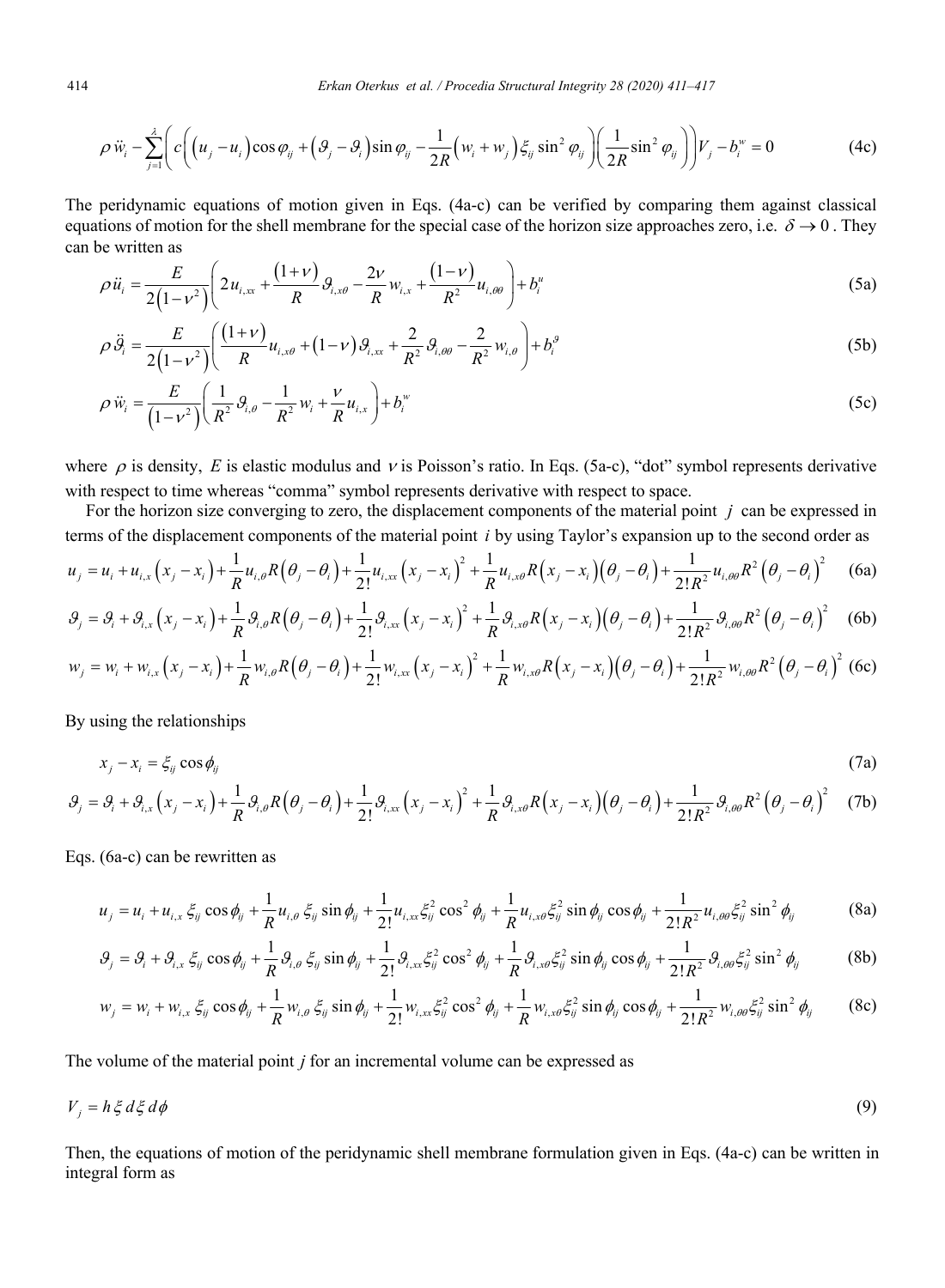$$\rho\,\ddot{w}_i - \sum_{j=1}^{\lambda}\left( c\left( \left(u_j - u_i\right)\cos\varphi_{ij} + \left(\vartheta_j - \vartheta_i\right)\sin\varphi_{ij} - \frac{1}{2R}\left(w_i + w_j\right)\xi_{ij}\sin^2\varphi_{ij} \right)\left(\frac{1}{2R}\sin^2\varphi_{ij}\right)\right)V_j - b_i^w = 0 \tag{4c}$$

The peridynamic equations of motion given in Eqs. (4a-c) can be verified by comparing them against classical equations of motion for the shell membrane for the special case of the horizon size approaches zero, i.e. $\delta \to 0$. They can be written as

$$\rho\,\ddot{u}_i = \frac{E}{2\left(1-\nu^2\right)}\left( 2u_{i,xx} + \frac{\left(1+\nu\right)}{R}\vartheta_{i,x\theta} - \frac{2\nu}{R}w_{i,x} + \frac{\left(1-\nu\right)}{R^2}u_{i,\theta\theta} \right) + b_i^u \tag{5a}$$

$$\rho\,\ddot{\vartheta}_i = \frac{E}{2\left(1-\nu^2\right)}\left( \frac{\left(1+\nu\right)}{R}u_{i,x\theta} + \left(1-\nu\right)\vartheta_{i,xx} + \frac{2}{R^2}\vartheta_{i,\theta\theta} - \frac{2}{R^2}w_{i,\theta} \right) + b_i^{\vartheta} \tag{5b}$$

$$\rho\,\ddot{w}_i = \frac{E}{\left(1-\nu^2\right)}\left( \frac{1}{R^2}\vartheta_{i,\theta} - \frac{1}{R^2}w_i + \frac{\nu}{R}u_{i,x} \right) + b_i^w \tag{5c}$$

where $\rho$ is density, $E$ is elastic modulus and $\nu$ is Poisson's ratio. In Eqs. (5a-c), "dot" symbol represents derivative with respect to time whereas "comma" symbol represents derivative with respect to space.

For the horizon size converging to zero, the displacement components of the material point $j$ can be expressed in terms of the displacement components of the material point $i$ by using Taylor's expansion up to the second order as

$$u_j = u_i + u_{i,x}\left(x_j - x_i\right) + \frac{1}{R}u_{i,\theta}R\left(\theta_j - \theta_i\right) + \frac{1}{2!}u_{i,xx}\left(x_j - x_i\right)^2 + \frac{1}{R}u_{i,x\theta}R\left(x_j - x_i\right)\left(\theta_j - \theta_i\right) + \frac{1}{2!R^2}u_{i,\theta\theta}R^2\left(\theta_j - \theta_i\right)^2 \tag{6a}$$

$$\vartheta_j = \vartheta_i + \vartheta_{i,x}\left(x_j - x_i\right) + \frac{1}{R}\vartheta_{i,\theta}R\left(\theta_j - \theta_i\right) + \frac{1}{2!}\vartheta_{i,xx}\left(x_j - x_i\right)^2 + \frac{1}{R}\vartheta_{i,x\theta}R\left(x_j - x_i\right)\left(\theta_j - \theta_i\right) + \frac{1}{2!R^2}\vartheta_{i,\theta\theta}R^2\left(\theta_j - \theta_i\right)^2 \tag{6b}$$

$$w_j = w_i + w_{i,x}\left(x_j - x_i\right) + \frac{1}{R}w_{i,\theta}R\left(\theta_j - \theta_i\right) + \frac{1}{2!}w_{i,xx}\left(x_j - x_i\right)^2 + \frac{1}{R}w_{i,x\theta}R\left(x_j - x_i\right)\left(\theta_j - \theta_i\right) + \frac{1}{2!R^2}w_{i,\theta\theta}R^2\left(\theta_j - \theta_i\right)^2 \tag{6c}$$

By using the relationships

$$x_j - x_i = \xi_{ij}\cos\phi_{ij} \tag{7a}$$

$$\vartheta_j = \vartheta_i + \vartheta_{i,x}\left(x_j - x_i\right) + \frac{1}{R}\vartheta_{i,\theta}R\left(\theta_j - \theta_i\right) + \frac{1}{2!}\vartheta_{i,xx}\left(x_j - x_i\right)^2 + \frac{1}{R}\vartheta_{i,x\theta}R\left(x_j - x_i\right)\left(\theta_j - \theta_i\right) + \frac{1}{2!R^2}\vartheta_{i,\theta\theta}R^2\left(\theta_j - \theta_i\right)^2 \tag{7b}$$

Eqs. (6a-c) can be rewritten as

$$u_j = u_i + u_{i,x}\,\xi_{ij}\cos\phi_{ij} + \frac{1}{R}u_{i,\theta}\,\xi_{ij}\sin\phi_{ij} + \frac{1}{2!}u_{i,xx}\xi_{ij}^2\cos^2\phi_{ij} + \frac{1}{R}u_{i,x\theta}\xi_{ij}^2\sin\phi_{ij}\cos\phi_{ij} + \frac{1}{2!R^2}u_{i,\theta\theta}\xi_{ij}^2\sin^2\phi_{ij} \tag{8a}$$

$$\vartheta_j = \vartheta_i + \vartheta_{i,x}\,\xi_{ij}\cos\phi_{ij} + \frac{1}{R}\vartheta_{i,\theta}\,\xi_{ij}\sin\phi_{ij} + \frac{1}{2!}\vartheta_{i,xx}\xi_{ij}^2\cos^2\phi_{ij} + \frac{1}{R}\vartheta_{i,x\theta}\xi_{ij}^2\sin\phi_{ij}\cos\phi_{ij} + \frac{1}{2!R^2}\vartheta_{i,\theta\theta}\xi_{ij}^2\sin^2\phi_{ij} \tag{8b}$$

$$w_j = w_i + w_{i,x}\,\xi_{ij}\cos\phi_{ij} + \frac{1}{R}w_{i,\theta}\,\xi_{ij}\sin\phi_{ij} + \frac{1}{2!}w_{i,xx}\xi_{ij}^2\cos^2\phi_{ij} + \frac{1}{R}w_{i,x\theta}\xi_{ij}^2\sin\phi_{ij}\cos\phi_{ij} + \frac{1}{2!R^2}w_{i,\theta\theta}\xi_{ij}^2\sin^2\phi_{ij} \tag{8c}$$

The volume of the material point *j* for an incremental volume can be expressed as

$$V_j = h\,\xi\,d\xi\,d\phi \tag{9}$$

Then, the equations of motion of the peridynamic shell membrane formulation given in Eqs. (4a-c) can be written in integral form as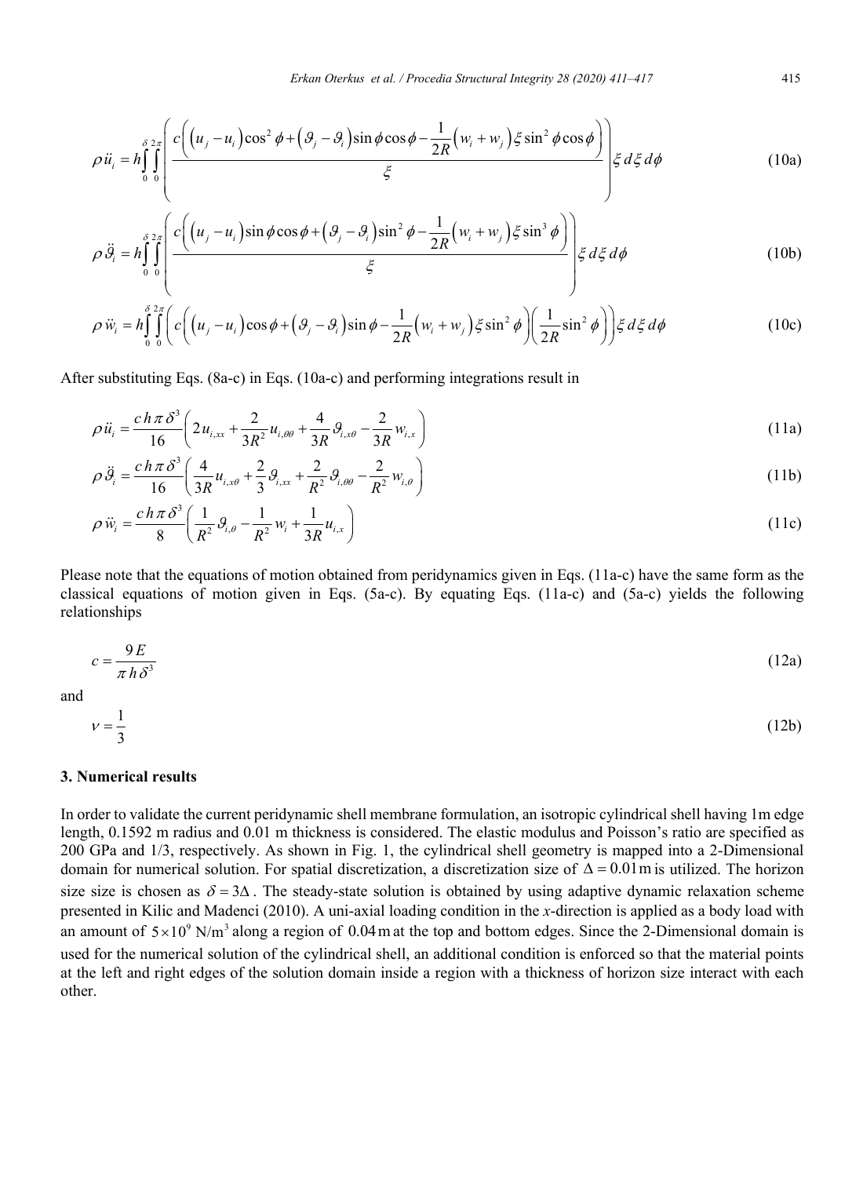$$\rho \ddot{u}_i = h \int_0^{\delta} \int_0^{2\pi} \left( \frac{c\left( \left(u_j - u_i\right)\cos^2\phi + \left(\vartheta_j - \vartheta_i\right)\sin\phi\cos\phi - \frac{1}{2R}\left(w_i + w_j\right)\xi\sin^2\phi\cos\phi \right)}{\xi} \right) \xi \, d\xi \, d\phi \tag{10a}$$

$$\rho \ddot{\vartheta}_i = h \int_0^{\delta} \int_0^{2\pi} \left( \frac{c\left( \left(u_j - u_i\right)\sin\phi\cos\phi + \left(\vartheta_j - \vartheta_i\right)\sin^2\phi - \frac{1}{2R}\left(w_i + w_j\right)\xi\sin^3\phi \right)}{\xi} \right) \xi \, d\xi \, d\phi \tag{10b}$$

$$\rho \ddot{w}_i = h \int_0^{\delta} \int_0^{2\pi} \left( c\left( \left(u_j - u_i\right)\cos\phi + \left(\vartheta_j - \vartheta_i\right)\sin\phi - \frac{1}{2R}\left(w_i + w_j\right)\xi\sin^2\phi \right)\left( \frac{1}{2R}\sin^2\phi \right) \right) \xi \, d\xi \, d\phi \tag{10c}$$

After substituting Eqs. (8a-c) in Eqs. (10a-c) and performing integrations result in

$$\rho \ddot{u}_i = \frac{c h \pi \delta^3}{16}\left( 2u_{i,xx} + \frac{2}{3R^2}u_{i,\theta\theta} + \frac{4}{3R}\vartheta_{i,x\theta} - \frac{2}{3R}w_{i,x} \right) \tag{11a}$$

$$\rho \ddot{\vartheta}_i = \frac{c h \pi \delta^3}{16}\left( \frac{4}{3R}u_{i,x\theta} + \frac{2}{3}\vartheta_{i,xx} + \frac{2}{R^2}\vartheta_{i,\theta\theta} - \frac{2}{R^2}w_{i,\theta} \right) \tag{11b}$$

$$\rho \ddot{w}_i = \frac{c h \pi \delta^3}{8}\left( \frac{1}{R^2}\vartheta_{i,\theta} - \frac{1}{R^2}w_i + \frac{1}{3R}u_{i,x} \right) \tag{11c}$$

Please note that the equations of motion obtained from peridynamics given in Eqs. (11a-c) have the same form as the classical equations of motion given in Eqs. (5a-c). By equating Eqs. (11a-c) and (5a-c) yields the following relationships

$$c = \frac{9E}{\pi h \delta^3} \tag{12a}$$

and

$$\nu = \frac{1}{3} \tag{12b}$$

## 3. Numerical results

In order to validate the current peridynamic shell membrane formulation, an isotropic cylindrical shell having 1m edge length, 0.1592 m radius and 0.01 m thickness is considered. The elastic modulus and Poisson's ratio are specified as 200 GPa and 1/3, respectively. As shown in Fig. 1, the cylindrical shell geometry is mapped into a 2-Dimensional domain for numerical solution. For spatial discretization, a discretization size of $\Delta = 0.01\,\text{m}$ is utilized. The horizon size size is chosen as $\delta = 3\Delta$. The steady-state solution is obtained by using adaptive dynamic relaxation scheme presented in Kilic and Madenci (2010). A uni-axial loading condition in the *x*-direction is applied as a body load with an amount of $5\times10^9\ \text{N/m}^3$ along a region of $0.04\,\text{m}$ at the top and bottom edges. Since the 2-Dimensional domain is used for the numerical solution of the cylindrical shell, an additional condition is enforced so that the material points at the left and right edges of the solution domain inside a region with a thickness of horizon size interact with each other.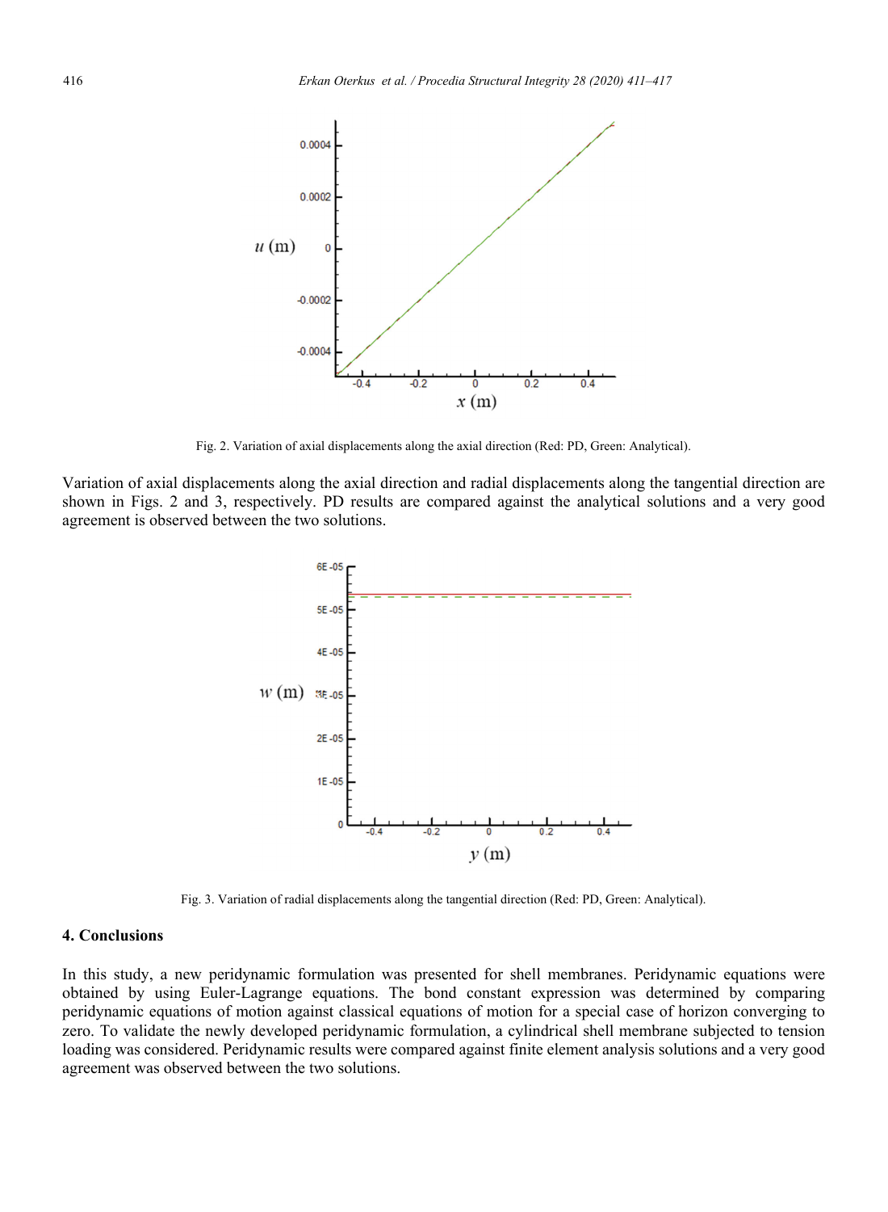Fig. 2. Variation of axial displacements along the axial direction (Red: PD, Green: Analytical).

Variation of axial displacements along the axial direction and radial displacements along the tangential direction are shown in Figs. 2 and 3, respectively. PD results are compared against the analytical solutions and a very good agreement is observed between the two solutions.

Fig. 3. Variation of radial displacements along the tangential direction (Red: PD, Green: Analytical).

## 4. Conclusions

In this study, a new peridynamic formulation was presented for shell membranes. Peridynamic equations were obtained by using Euler-Lagrange equations. The bond constant expression was determined by comparing peridynamic equations of motion against classical equations of motion for a special case of horizon converging to zero. To validate the newly developed peridynamic formulation, a cylindrical shell membrane subjected to tension loading was considered. Peridynamic results were compared against finite element analysis solutions and a very good agreement was observed between the two solutions.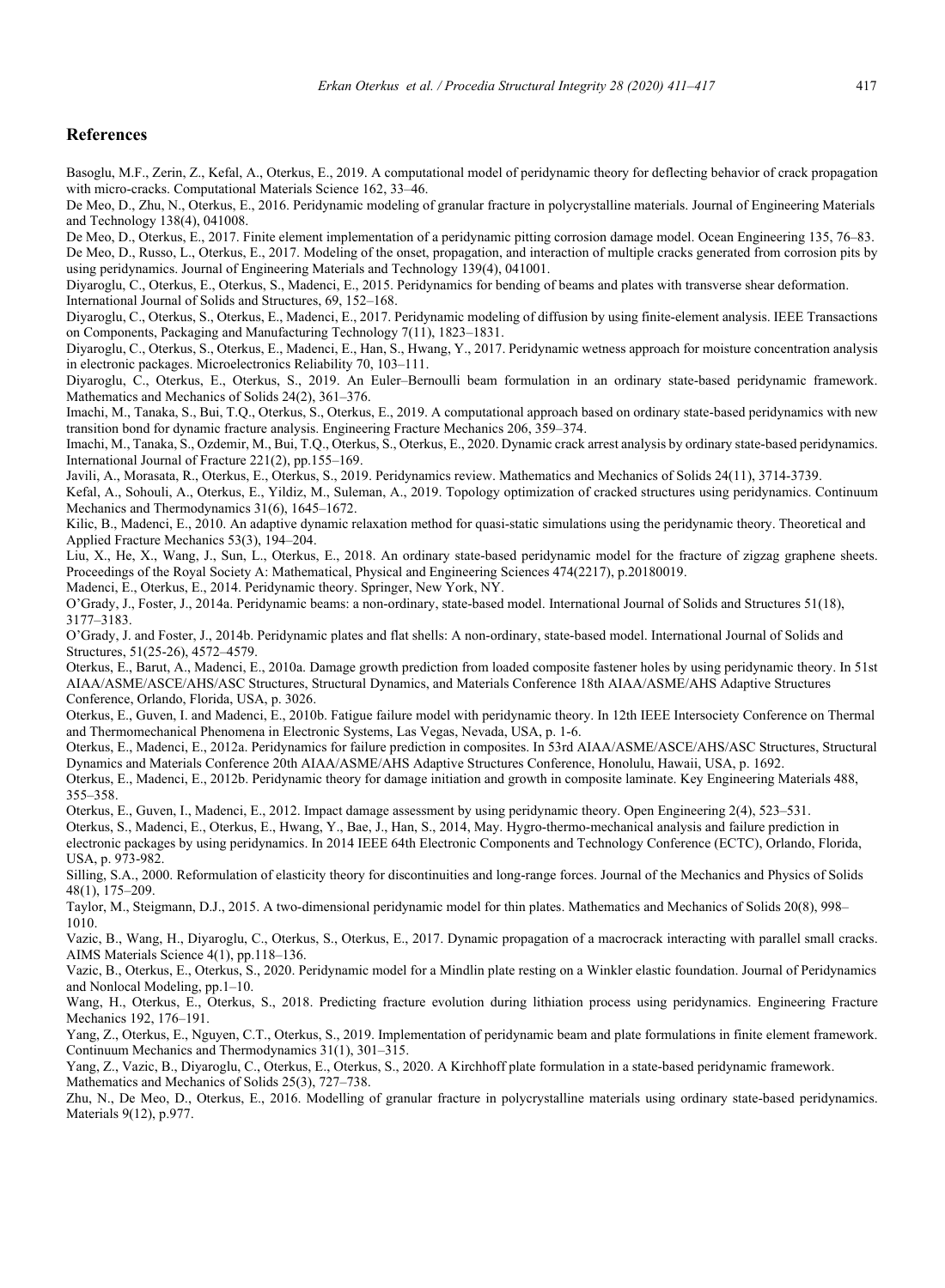## References

Basoglu, M.F., Zerin, Z., Kefal, A., Oterkus, E., 2019. A computational model of peridynamic theory for deflecting behavior of crack propagation with micro-cracks. Computational Materials Science 162, 33–46.

De Meo, D., Zhu, N., Oterkus, E., 2016. Peridynamic modeling of granular fracture in polycrystalline materials. Journal of Engineering Materials and Technology 138(4), 041008.

De Meo, D., Oterkus, E., 2017. Finite element implementation of a peridynamic pitting corrosion damage model. Ocean Engineering 135, 76–83.

De Meo, D., Russo, L., Oterkus, E., 2017. Modeling of the onset, propagation, and interaction of multiple cracks generated from corrosion pits by using peridynamics. Journal of Engineering Materials and Technology 139(4), 041001.

Diyaroglu, C., Oterkus, E., Oterkus, S., Madenci, E., 2015. Peridynamics for bending of beams and plates with transverse shear deformation. International Journal of Solids and Structures, 69, 152–168.

Diyaroglu, C., Oterkus, S., Oterkus, E., Madenci, E., 2017. Peridynamic modeling of diffusion by using finite-element analysis. IEEE Transactions on Components, Packaging and Manufacturing Technology 7(11), 1823–1831.

Diyaroglu, C., Oterkus, S., Oterkus, E., Madenci, E., Han, S., Hwang, Y., 2017. Peridynamic wetness approach for moisture concentration analysis in electronic packages. Microelectronics Reliability 70, 103–111.

Diyaroglu, C., Oterkus, E., Oterkus, S., 2019. An Euler–Bernoulli beam formulation in an ordinary state-based peridynamic framework. Mathematics and Mechanics of Solids 24(2), 361–376.

Imachi, M., Tanaka, S., Bui, T.Q., Oterkus, S., Oterkus, E., 2019. A computational approach based on ordinary state-based peridynamics with new transition bond for dynamic fracture analysis. Engineering Fracture Mechanics 206, 359–374.

Imachi, M., Tanaka, S., Ozdemir, M., Bui, T.Q., Oterkus, S., Oterkus, E., 2020. Dynamic crack arrest analysis by ordinary state-based peridynamics. International Journal of Fracture 221(2), pp.155–169.

Javili, A., Morasata, R., Oterkus, E., Oterkus, S., 2019. Peridynamics review. Mathematics and Mechanics of Solids 24(11), 3714-3739.

Kefal, A., Sohouli, A., Oterkus, E., Yildiz, M., Suleman, A., 2019. Topology optimization of cracked structures using peridynamics. Continuum Mechanics and Thermodynamics 31(6), 1645–1672.

Kilic, B., Madenci, E., 2010. An adaptive dynamic relaxation method for quasi-static simulations using the peridynamic theory. Theoretical and Applied Fracture Mechanics 53(3), 194–204.

Liu, X., He, X., Wang, J., Sun, L., Oterkus, E., 2018. An ordinary state-based peridynamic model for the fracture of zigzag graphene sheets. Proceedings of the Royal Society A: Mathematical, Physical and Engineering Sciences 474(2217), p.20180019.

Madenci, E., Oterkus, E., 2014. Peridynamic theory. Springer, New York, NY.

O'Grady, J., Foster, J., 2014a. Peridynamic beams: a non-ordinary, state-based model. International Journal of Solids and Structures 51(18), 3177–3183.

O'Grady, J. and Foster, J., 2014b. Peridynamic plates and flat shells: A non-ordinary, state-based model. International Journal of Solids and Structures, 51(25-26), 4572–4579.

Oterkus, E., Barut, A., Madenci, E., 2010a. Damage growth prediction from loaded composite fastener holes by using peridynamic theory. In 51st AIAA/ASME/ASCE/AHS/ASC Structures, Structural Dynamics, and Materials Conference 18th AIAA/ASME/AHS Adaptive Structures Conference, Orlando, Florida, USA, p. 3026.

Oterkus, E., Guven, I. and Madenci, E., 2010b. Fatigue failure model with peridynamic theory. In 12th IEEE Intersociety Conference on Thermal and Thermomechanical Phenomena in Electronic Systems, Las Vegas, Nevada, USA, p. 1-6.

Oterkus, E., Madenci, E., 2012a. Peridynamics for failure prediction in composites. In 53rd AIAA/ASME/ASCE/AHS/ASC Structures, Structural Dynamics and Materials Conference 20th AIAA/ASME/AHS Adaptive Structures Conference, Honolulu, Hawaii, USA, p. 1692.

Oterkus, E., Madenci, E., 2012b. Peridynamic theory for damage initiation and growth in composite laminate. Key Engineering Materials 488, 355–358.

Oterkus, E., Guven, I., Madenci, E., 2012. Impact damage assessment by using peridynamic theory. Open Engineering 2(4), 523–531.

Oterkus, S., Madenci, E., Oterkus, E., Hwang, Y., Bae, J., Han, S., 2014, May. Hygro-thermo-mechanical analysis and failure prediction in electronic packages by using peridynamics. In 2014 IEEE 64th Electronic Components and Technology Conference (ECTC), Orlando, Florida, USA, p. 973-982.

Silling, S.A., 2000. Reformulation of elasticity theory for discontinuities and long-range forces. Journal of the Mechanics and Physics of Solids 48(1), 175–209.

Taylor, M., Steigmann, D.J., 2015. A two-dimensional peridynamic model for thin plates. Mathematics and Mechanics of Solids 20(8), 998–1010.

Vazic, B., Wang, H., Diyaroglu, C., Oterkus, S., Oterkus, E., 2017. Dynamic propagation of a macrocrack interacting with parallel small cracks. AIMS Materials Science 4(1), pp.118–136.

Vazic, B., Oterkus, E., Oterkus, S., 2020. Peridynamic model for a Mindlin plate resting on a Winkler elastic foundation. Journal of Peridynamics and Nonlocal Modeling, pp.1–10.

Wang, H., Oterkus, E., Oterkus, S., 2018. Predicting fracture evolution during lithiation process using peridynamics. Engineering Fracture Mechanics 192, 176–191.

Yang, Z., Oterkus, E., Nguyen, C.T., Oterkus, S., 2019. Implementation of peridynamic beam and plate formulations in finite element framework. Continuum Mechanics and Thermodynamics 31(1), 301–315.

Yang, Z., Vazic, B., Diyaroglu, C., Oterkus, E., Oterkus, S., 2020. A Kirchhoff plate formulation in a state-based peridynamic framework. Mathematics and Mechanics of Solids 25(3), 727–738.

Zhu, N., De Meo, D., Oterkus, E., 2016. Modelling of granular fracture in polycrystalline materials using ordinary state-based peridynamics. Materials 9(12), p.977.